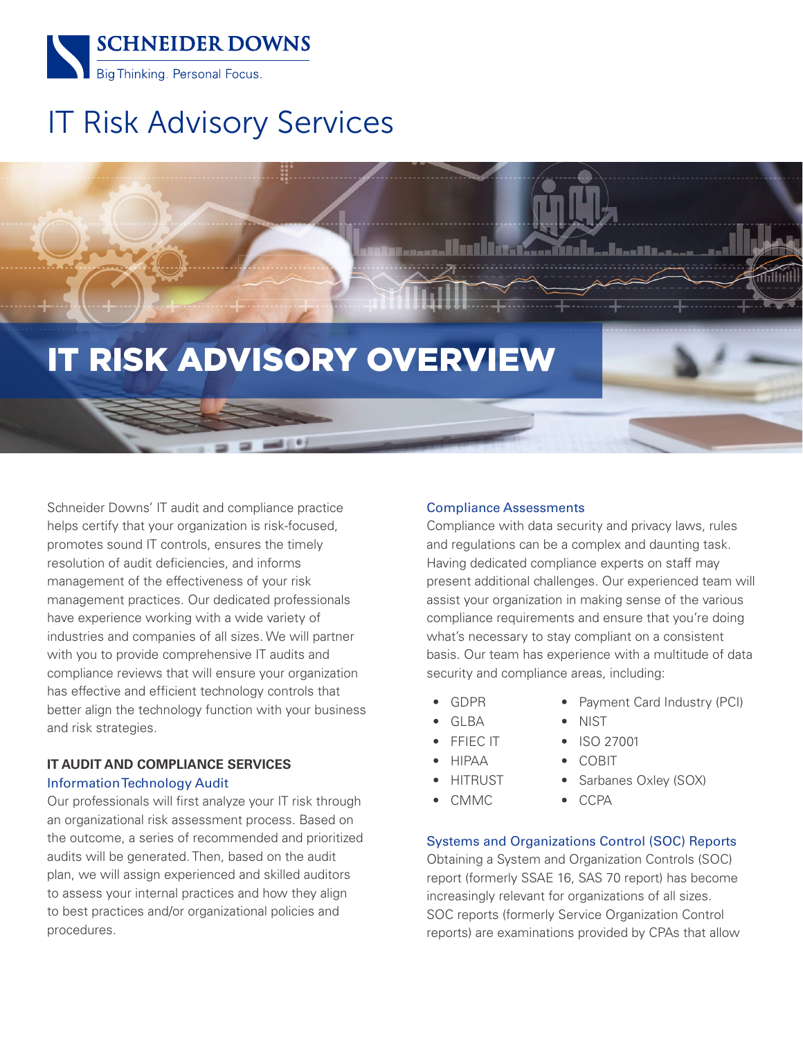# SCHNEIDER DOWNS

Big Thinking. Personal Focus.

# IT Risk Advisory Services

## IT RISK ADVISORY OVERVIEW

Schneider Downs' IT audit and compliance practice helps certify that your organization is risk-focused, promotes sound IT controls, ensures the timely resolution of audit deficiencies, and informs management of the effectiveness of your risk management practices. Our dedicated professionals have experience working with a wide variety of industries and companies of all sizes. We will partner with you to provide comprehensive IT audits and compliance reviews that will ensure your organization has effective and efficient technology controls that better align the technology function with your business and risk strategies.

### IT AUDIT AND COMPLIANCE SERVICES

#### Information Technology Audit

Our professionals will first analyze your IT risk through an organizational risk assessment process. Based on the outcome, a series of recommended and prioritized audits will be generated. Then, based on the audit plan, we will assign experienced and skilled auditors to assess your internal practices and how they align to best practices and/or organizational policies and procedures.

#### Compliance Assessments

Compliance with data security and privacy laws, rules and regulations can be a complex and daunting task. Having dedicated compliance experts on staff may present additional challenges. Our experienced team will assist your organization in making sense of the various compliance requirements and ensure that you're doing what's necessary to stay compliant on a consistent basis. Our team has experience with a multitude of data security and compliance areas, including:

- GDPR
- GLBA
- FFIEC IT
- HIPAA
- HITRUST
- CMMC
- Payment Card Industry (PCI)
- NIST
- ISO 27001
- COBIT
- Sarbanes Oxley (SOX)
- CCPA

#### Systems and Organizations Control (SOC) Reports

Obtaining a System and Organization Controls (SOC) report (formerly SSAE 16, SAS 70 report) has become increasingly relevant for organizations of all sizes. SOC reports (formerly Service Organization Control reports) are examinations provided by CPAs that allow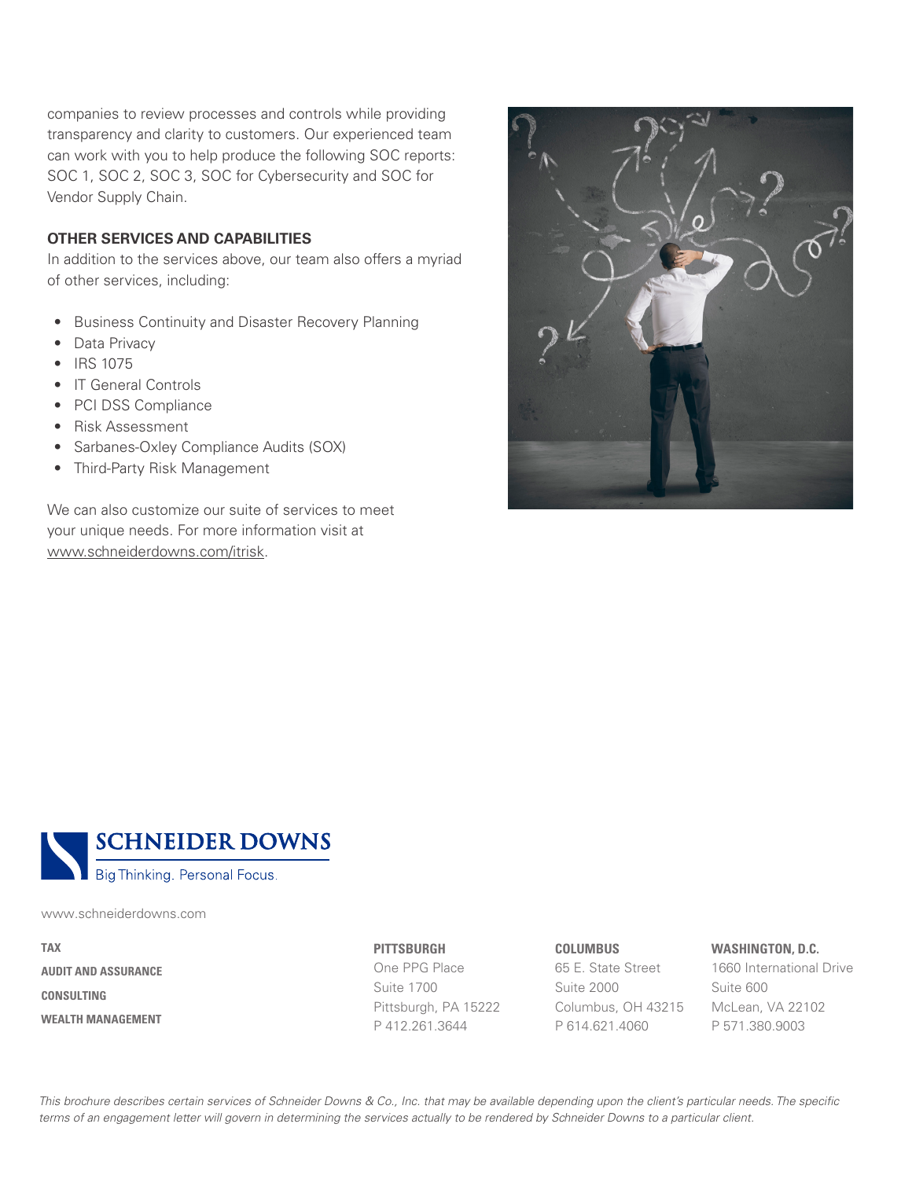companies to review processes and controls while providing transparency and clarity to customers. Our experienced team can work with you to help produce the following SOC reports: SOC 1, SOC 2, SOC 3, SOC for Cybersecurity and SOC for Vendor Supply Chain.

### OTHER SERVICES AND CAPABILITIES

In addition to the services above, our team also offers a myriad of other services, including:

- Business Continuity and Disaster Recovery Planning
- Data Privacy
- IRS 1075
- IT General Controls
- PCI DSS Compliance
- Risk Assessment
- Sarbanes-Oxley Compliance Audits (SOX)
- Third-Party Risk Management

We can also customize our suite of services to meet your unique needs. For more information visit at www.schneiderdowns.com/itrisk.

**SCHNEIDER DOWNS**
Big Thinking. Personal Focus.

www.schneiderdowns.com

**TAX**
**AUDIT AND ASSURANCE**
**CONSULTING**
**WEALTH MANAGEMENT**

**PITTSBURGH**
One PPG Place
Suite 1700
Pittsburgh, PA 15222
P 412.261.3644

**COLUMBUS**
65 E. State Street
Suite 2000
Columbus, OH 43215
P 614.621.4060

**WASHINGTON, D.C.**
1660 International Drive
Suite 600
McLean, VA 22102
P 571.380.9003

*This brochure describes certain services of Schneider Downs & Co., Inc. that may be available depending upon the client's particular needs. The specific terms of an engagement letter will govern in determining the services actually to be rendered by Schneider Downs to a particular client.*